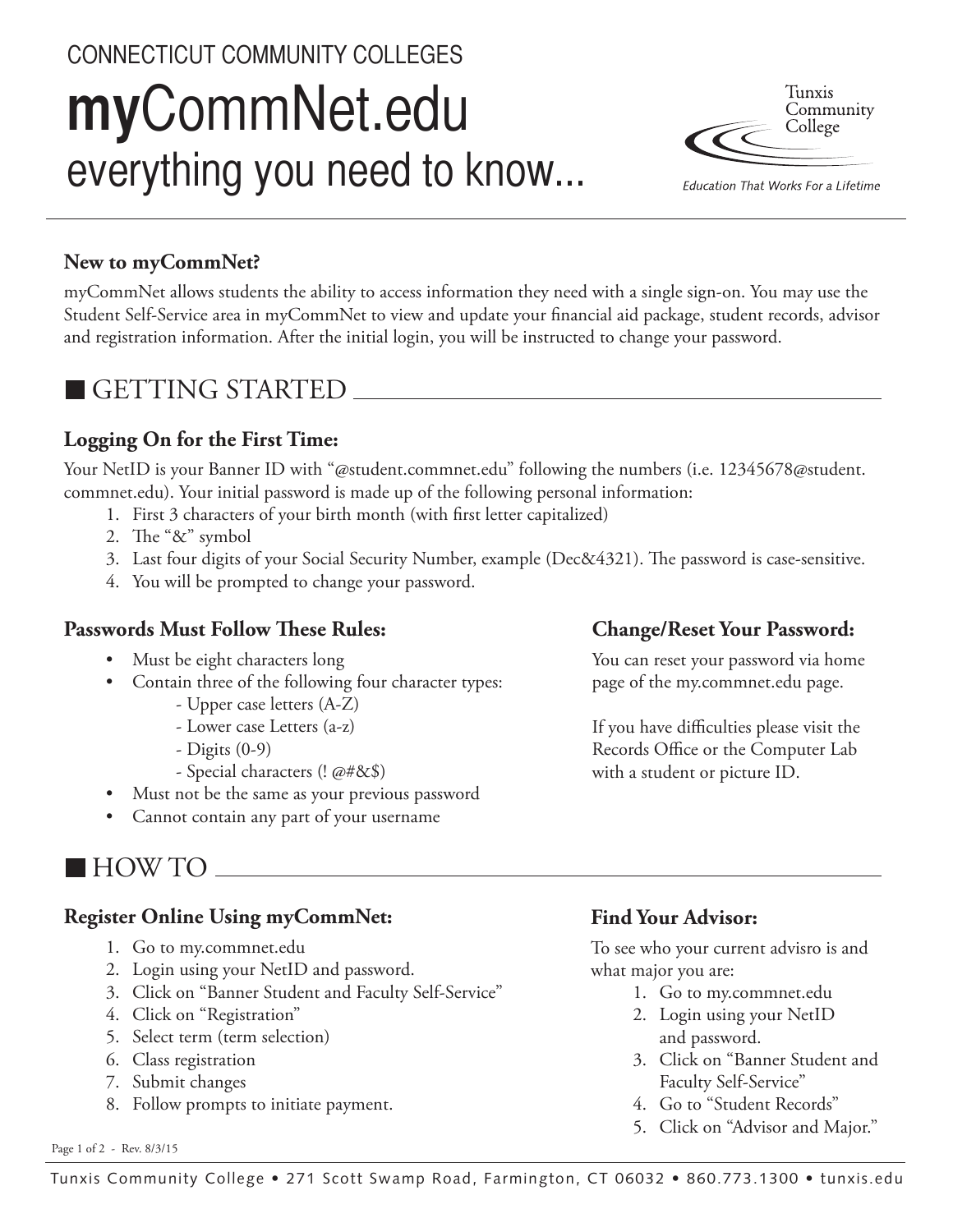CONNECTICUT COMMUNITY COLLEGES

# **my**CommNet.edu everything you need to know...

Tunxis Community College

*Education That Works For a Lifetime*

### New to myCommNet?

myCommNet allows students the ability to access information they need with a single sign-on. You may use the Student Self-Service area in myCommNet to view and update your financial aid package, student records, advisor and registration information. After the initial login, you will be instructed to change your password.

## GETTING STARTED

### Logging On for the First Time:

Your NetID is your Banner ID with "@student.commnet.edu" following the numbers (i.e. 12345678@student.commnet.edu). Your initial password is made up of the following personal information:

1. First 3 characters of your birth month (with first letter capitalized)
2. The "&" symbol
3. Last four digits of your Social Security Number, example (Dec&4321). The password is case-sensitive.
4. You will be prompted to change your password.

### Passwords Must Follow These Rules:

- Must be eight characters long
- Contain three of the following four character types:
  - Upper case letters (A-Z)
  - Lower case Letters (a-z)
  - Digits (0-9)
  - Special characters (! @#&$)
- Must not be the same as your previous password
- Cannot contain any part of your username

### Change/Reset Your Password:

You can reset your password via home page of the my.commnet.edu page.

If you have difficulties please visit the Records Office or the Computer Lab with a student or picture ID.

## HOW TO

### Register Online Using myCommNet:

1. Go to my.commnet.edu
2. Login using your NetID and password.
3. Click on "Banner Student and Faculty Self-Service"
4. Click on "Registration"
5. Select term (term selection)
6. Class registration
7. Submit changes
8. Follow prompts to initiate payment.

### Find Your Advisor:

To see who your current advisro is and what major you are:

1. Go to my.commnet.edu
2. Login using your NetID and password.
3. Click on "Banner Student and Faculty Self-Service"
4. Go to "Student Records"
5. Click on "Advisor and Major."

Rev. 8/3/15

Tunxis Community College • 271 Scott Swamp Road, Farmington, CT 06032 • 860.773.1300 • tunxis.edu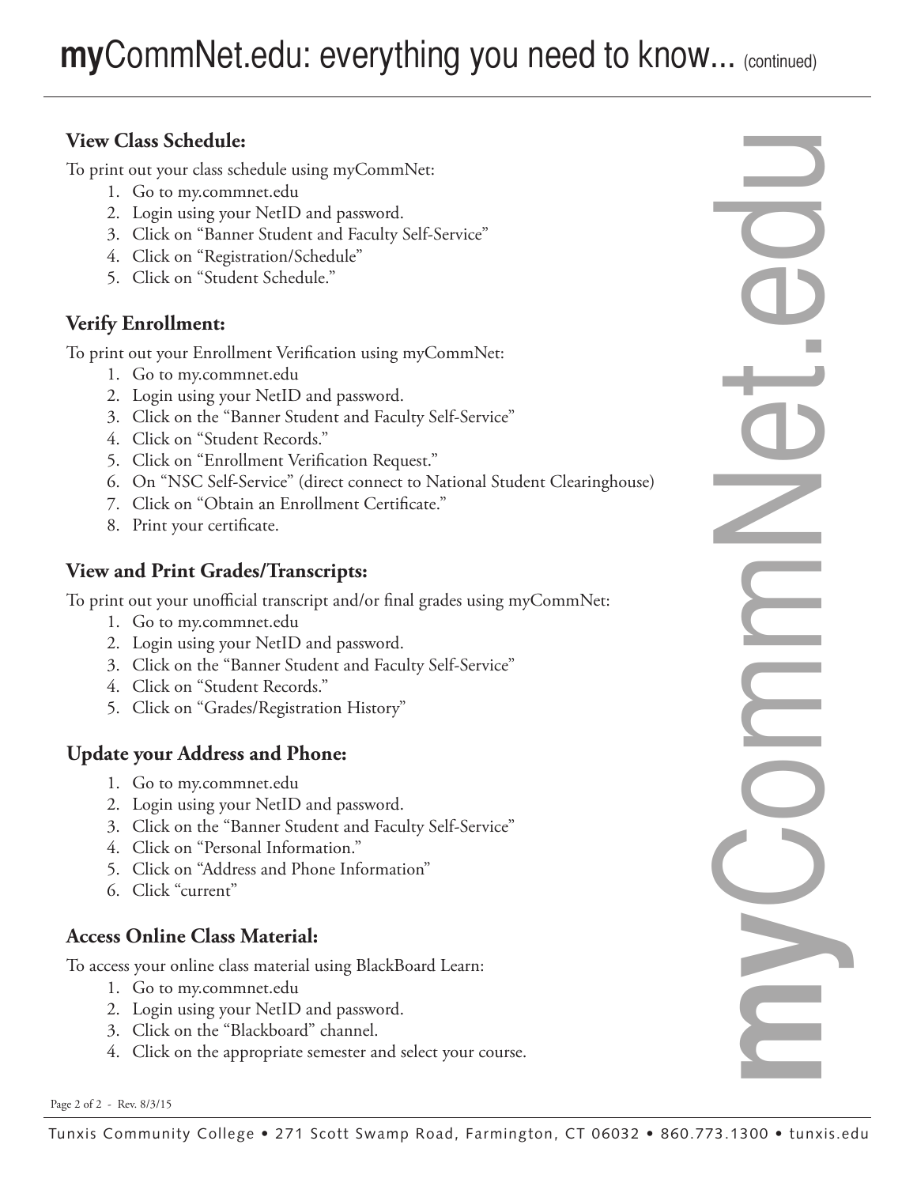# **my**CommNet.edu: everything you need to know... (continued)

### View Class Schedule:

To print out your class schedule using myCommNet:

1. Go to my.commnet.edu
2. Login using your NetID and password.
3. Click on "Banner Student and Faculty Self-Service"
4. Click on "Registration/Schedule"
5. Click on "Student Schedule."

### Verify Enrollment:

To print out your Enrollment Verification using myCommNet:

1. Go to my.commnet.edu
2. Login using your NetID and password.
3. Click on the "Banner Student and Faculty Self-Service"
4. Click on "Student Records."
5. Click on "Enrollment Verification Request."
6. On "NSC Self-Service" (direct connect to National Student Clearinghouse)
7. Click on "Obtain an Enrollment Certificate."
8. Print your certificate.

### View and Print Grades/Transcripts:

To print out your unofficial transcript and/or final grades using myCommNet:

1. Go to my.commnet.edu
2. Login using your NetID and password.
3. Click on the "Banner Student and Faculty Self-Service"
4. Click on "Student Records."
5. Click on "Grades/Registration History"

### Update your Address and Phone:

1. Go to my.commnet.edu
2. Login using your NetID and password.
3. Click on the "Banner Student and Faculty Self-Service"
4. Click on "Personal Information."
5. Click on "Address and Phone Information"
6. Click "current"

### Access Online Class Material:

To access your online class material using BlackBoard Learn:

1. Go to my.commnet.edu
2. Login using your NetID and password.
3. Click on the "Blackboard" channel.
4. Click on the appropriate semester and select your course.

myCommNet.edu

Rev. 8/3/15

Tunxis Community College • 271 Scott Swamp Road, Farmington, CT 06032 • 860.773.1300 • tunxis.edu